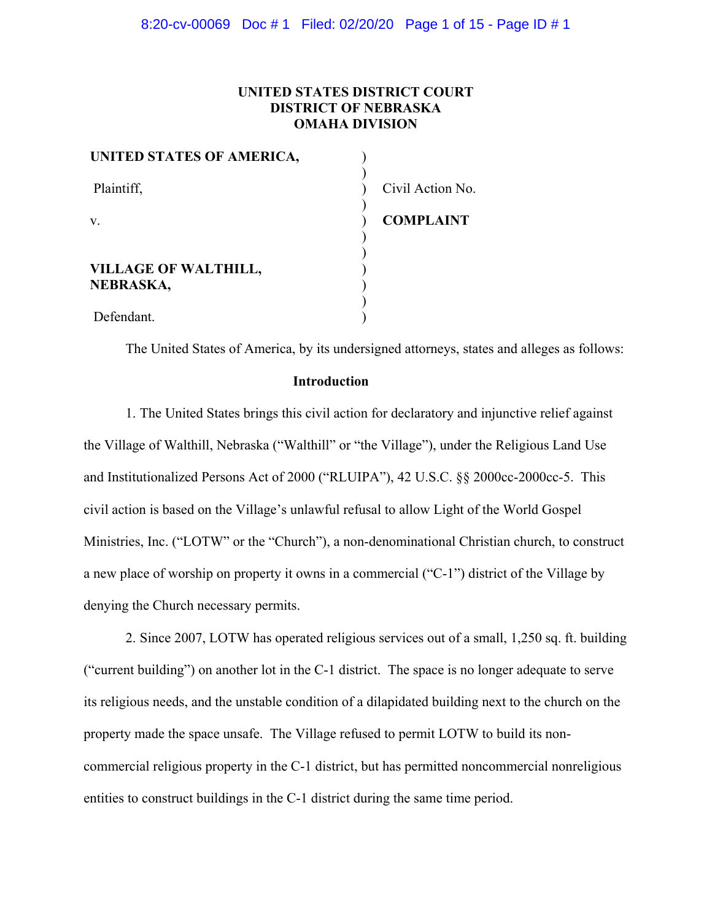**UNITED STATES DISTRICT COURT**
**DISTRICT OF NEBRASKA**
**OMAHA DIVISION**

| | | |
|---|---|---|
| **UNITED STATES OF AMERICA,** Plaintiff, v. **VILLAGE OF WALTHILL, NEBRASKA,** Defendant. | ) | Civil Action No. **COMPLAINT** |

The United States of America, by its undersigned attorneys, states and alleges as follows:

## Introduction

1. The United States brings this civil action for declaratory and injunctive relief against the Village of Walthill, Nebraska ("Walthill" or "the Village"), under the Religious Land Use and Institutionalized Persons Act of 2000 ("RLUIPA"), 42 U.S.C. §§ 2000cc-2000cc-5. This civil action is based on the Village's unlawful refusal to allow Light of the World Gospel Ministries, Inc. ("LOTW" or the "Church"), a non-denominational Christian church, to construct a new place of worship on property it owns in a commercial ("C-1") district of the Village by denying the Church necessary permits.

2. Since 2007, LOTW has operated religious services out of a small, 1,250 sq. ft. building ("current building") on another lot in the C-1 district. The space is no longer adequate to serve its religious needs, and the unstable condition of a dilapidated building next to the church on the property made the space unsafe. The Village refused to permit LOTW to build its non-commercial religious property in the C-1 district, but has permitted noncommercial nonreligious entities to construct buildings in the C-1 district during the same time period.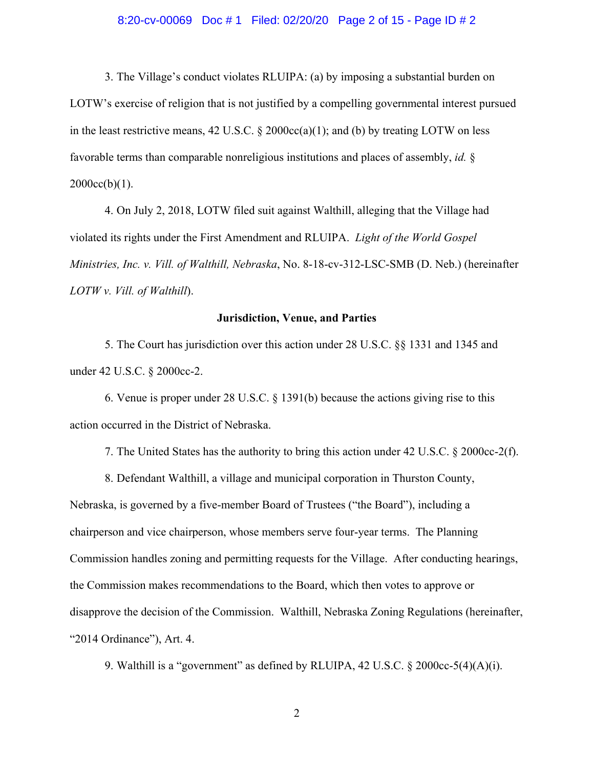3. The Village's conduct violates RLUIPA: (a) by imposing a substantial burden on LOTW's exercise of religion that is not justified by a compelling governmental interest pursued in the least restrictive means, 42 U.S.C. § 2000cc(a)(1); and (b) by treating LOTW on less favorable terms than comparable nonreligious institutions and places of assembly, *id.* § 2000cc(b)(1).

4. On July 2, 2018, LOTW filed suit against Walthill, alleging that the Village had violated its rights under the First Amendment and RLUIPA. *Light of the World Gospel Ministries, Inc. v. Vill. of Walthill, Nebraska*, No. 8-18-cv-312-LSC-SMB (D. Neb.) (hereinafter *LOTW v. Vill. of Walthill*).

**Jurisdiction, Venue, and Parties**

5. The Court has jurisdiction over this action under 28 U.S.C. §§ 1331 and 1345 and under 42 U.S.C. § 2000cc-2.

6. Venue is proper under 28 U.S.C. § 1391(b) because the actions giving rise to this action occurred in the District of Nebraska.

7. The United States has the authority to bring this action under 42 U.S.C. § 2000cc-2(f).

8. Defendant Walthill, a village and municipal corporation in Thurston County, Nebraska, is governed by a five-member Board of Trustees ("the Board"), including a chairperson and vice chairperson, whose members serve four-year terms. The Planning Commission handles zoning and permitting requests for the Village. After conducting hearings, the Commission makes recommendations to the Board, which then votes to approve or disapprove the decision of the Commission. Walthill, Nebraska Zoning Regulations (hereinafter, "2014 Ordinance"), Art. 4.

9. Walthill is a "government" as defined by RLUIPA, 42 U.S.C. § 2000cc-5(4)(A)(i).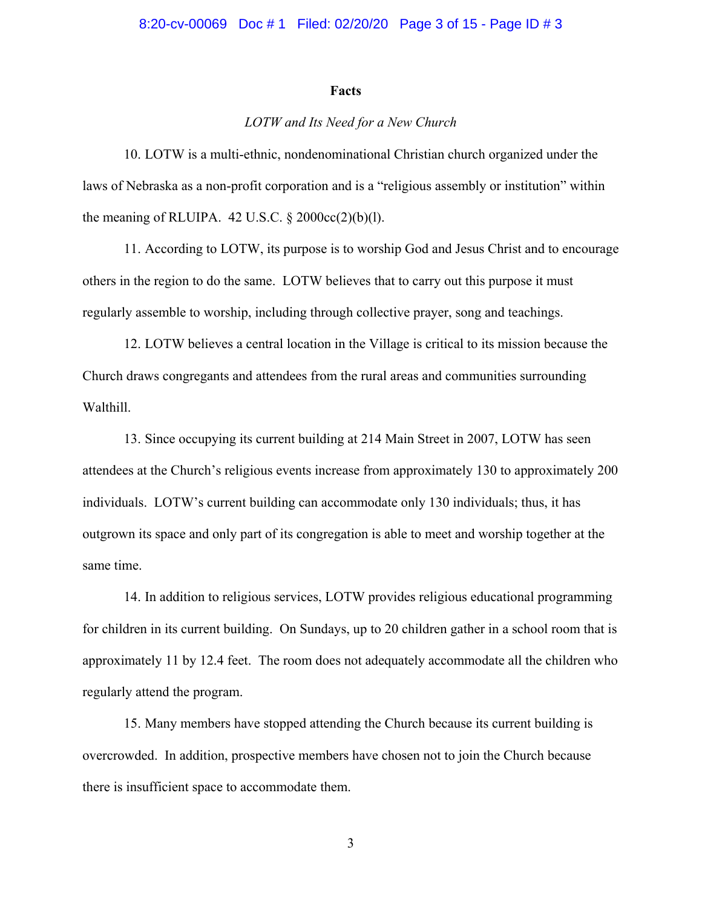**Facts**

*LOTW and Its Need for a New Church*

10. LOTW is a multi-ethnic, nondenominational Christian church organized under the laws of Nebraska as a non-profit corporation and is a "religious assembly or institution" within the meaning of RLUIPA. 42 U.S.C. § 2000cc(2)(b)(l).

11. According to LOTW, its purpose is to worship God and Jesus Christ and to encourage others in the region to do the same. LOTW believes that to carry out this purpose it must regularly assemble to worship, including through collective prayer, song and teachings.

12. LOTW believes a central location in the Village is critical to its mission because the Church draws congregants and attendees from the rural areas and communities surrounding Walthill.

13. Since occupying its current building at 214 Main Street in 2007, LOTW has seen attendees at the Church's religious events increase from approximately 130 to approximately 200 individuals. LOTW's current building can accommodate only 130 individuals; thus, it has outgrown its space and only part of its congregation is able to meet and worship together at the same time.

14. In addition to religious services, LOTW provides religious educational programming for children in its current building. On Sundays, up to 20 children gather in a school room that is approximately 11 by 12.4 feet. The room does not adequately accommodate all the children who regularly attend the program.

15. Many members have stopped attending the Church because its current building is overcrowded. In addition, prospective members have chosen not to join the Church because there is insufficient space to accommodate them.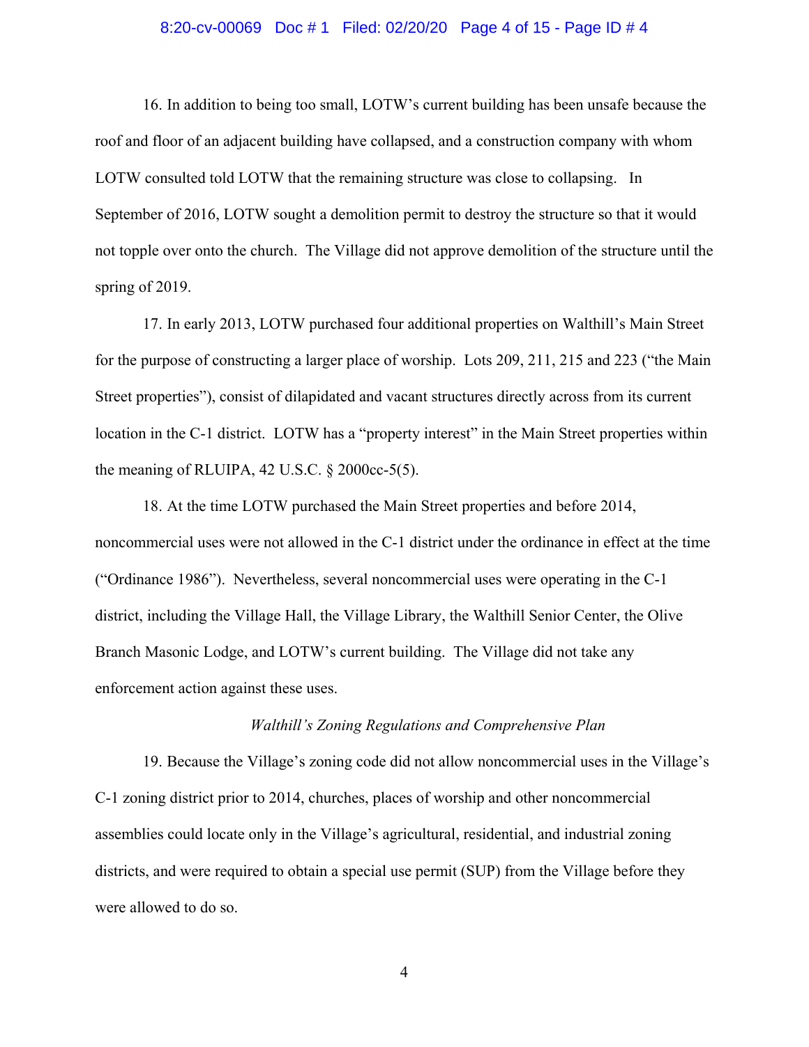16. In addition to being too small, LOTW's current building has been unsafe because the roof and floor of an adjacent building have collapsed, and a construction company with whom LOTW consulted told LOTW that the remaining structure was close to collapsing. In September of 2016, LOTW sought a demolition permit to destroy the structure so that it would not topple over onto the church. The Village did not approve demolition of the structure until the spring of 2019.

17. In early 2013, LOTW purchased four additional properties on Walthill's Main Street for the purpose of constructing a larger place of worship. Lots 209, 211, 215 and 223 ("the Main Street properties"), consist of dilapidated and vacant structures directly across from its current location in the C-1 district. LOTW has a "property interest" in the Main Street properties within the meaning of RLUIPA, 42 U.S.C. § 2000cc-5(5).

18. At the time LOTW purchased the Main Street properties and before 2014, noncommercial uses were not allowed in the C-1 district under the ordinance in effect at the time ("Ordinance 1986"). Nevertheless, several noncommercial uses were operating in the C-1 district, including the Village Hall, the Village Library, the Walthill Senior Center, the Olive Branch Masonic Lodge, and LOTW's current building. The Village did not take any enforcement action against these uses.

*Walthill's Zoning Regulations and Comprehensive Plan*

19. Because the Village's zoning code did not allow noncommercial uses in the Village's C-1 zoning district prior to 2014, churches, places of worship and other noncommercial assemblies could locate only in the Village's agricultural, residential, and industrial zoning districts, and were required to obtain a special use permit (SUP) from the Village before they were allowed to do so.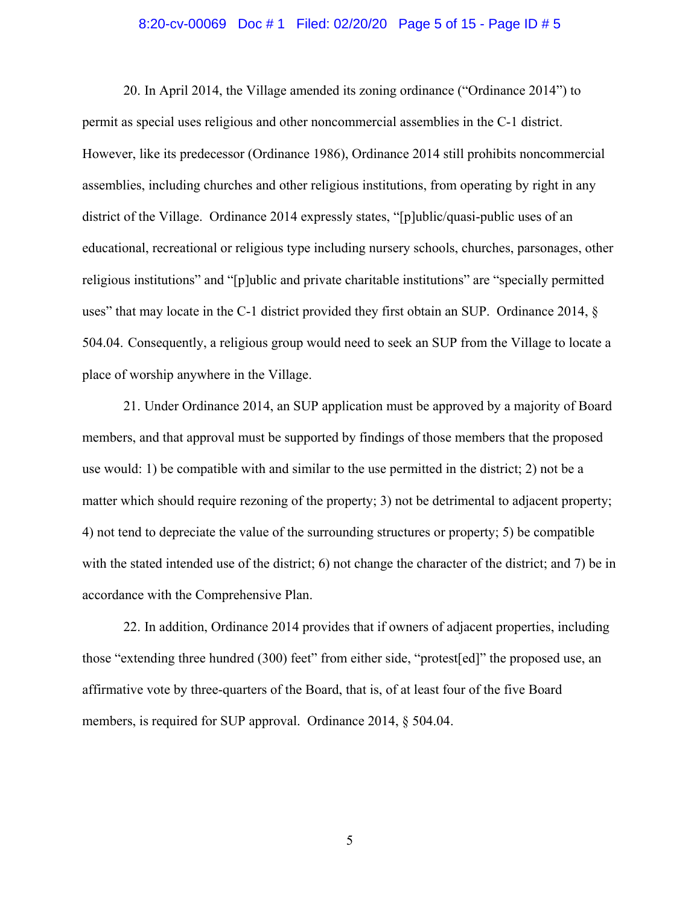20. In April 2014, the Village amended its zoning ordinance ("Ordinance 2014") to permit as special uses religious and other noncommercial assemblies in the C-1 district. However, like its predecessor (Ordinance 1986), Ordinance 2014 still prohibits noncommercial assemblies, including churches and other religious institutions, from operating by right in any district of the Village. Ordinance 2014 expressly states, "[p]ublic/quasi-public uses of an educational, recreational or religious type including nursery schools, churches, parsonages, other religious institutions" and "[p]ublic and private charitable institutions" are "specially permitted uses" that may locate in the C-1 district provided they first obtain an SUP. Ordinance 2014, § 504.04. Consequently, a religious group would need to seek an SUP from the Village to locate a place of worship anywhere in the Village.

21. Under Ordinance 2014, an SUP application must be approved by a majority of Board members, and that approval must be supported by findings of those members that the proposed use would: 1) be compatible with and similar to the use permitted in the district; 2) not be a matter which should require rezoning of the property; 3) not be detrimental to adjacent property; 4) not tend to depreciate the value of the surrounding structures or property; 5) be compatible with the stated intended use of the district; 6) not change the character of the district; and 7) be in accordance with the Comprehensive Plan.

22. In addition, Ordinance 2014 provides that if owners of adjacent properties, including those "extending three hundred (300) feet" from either side, "protest[ed]" the proposed use, an affirmative vote by three-quarters of the Board, that is, of at least four of the five Board members, is required for SUP approval. Ordinance 2014, § 504.04.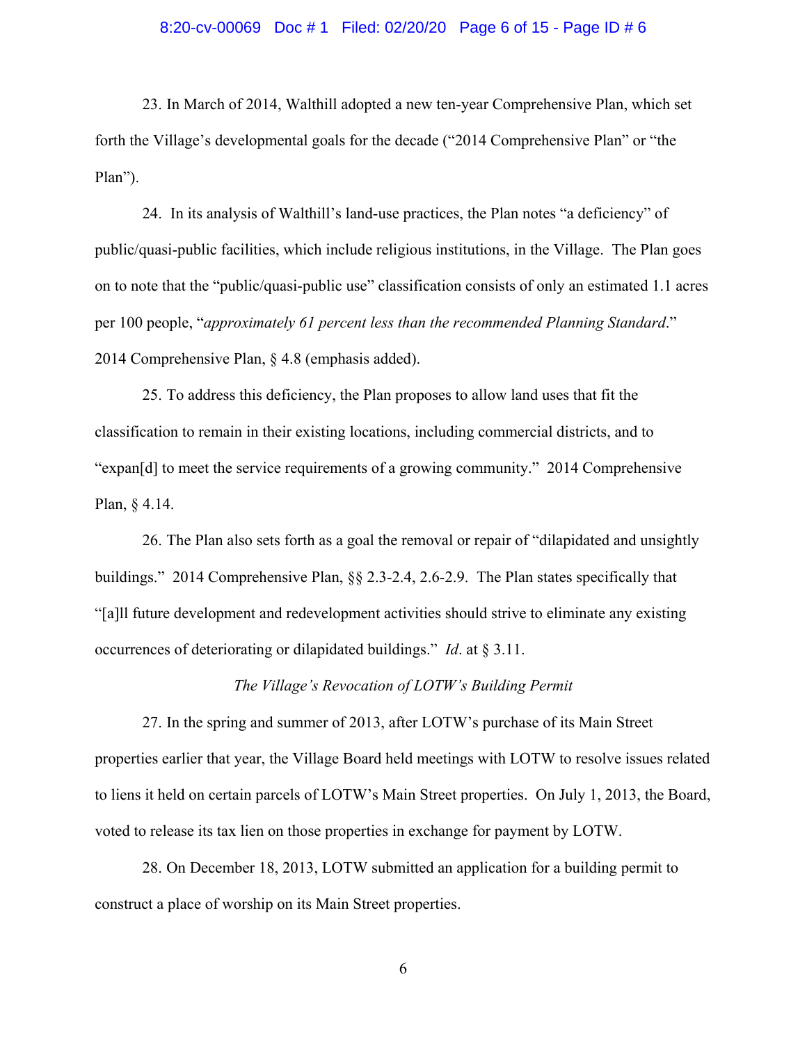23. In March of 2014, Walthill adopted a new ten-year Comprehensive Plan, which set forth the Village's developmental goals for the decade ("2014 Comprehensive Plan" or "the Plan").

24. In its analysis of Walthill's land-use practices, the Plan notes "a deficiency" of public/quasi-public facilities, which include religious institutions, in the Village. The Plan goes on to note that the "public/quasi-public use" classification consists of only an estimated 1.1 acres per 100 people, "*approximately 61 percent less than the recommended Planning Standard*." 2014 Comprehensive Plan, § 4.8 (emphasis added).

25. To address this deficiency, the Plan proposes to allow land uses that fit the classification to remain in their existing locations, including commercial districts, and to "expan[d] to meet the service requirements of a growing community." 2014 Comprehensive Plan, § 4.14.

26. The Plan also sets forth as a goal the removal or repair of "dilapidated and unsightly buildings." 2014 Comprehensive Plan, §§ 2.3-2.4, 2.6-2.9. The Plan states specifically that "[a]ll future development and redevelopment activities should strive to eliminate any existing occurrences of deteriorating or dilapidated buildings." *Id*. at § 3.11.

*The Village's Revocation of LOTW's Building Permit*

27. In the spring and summer of 2013, after LOTW's purchase of its Main Street properties earlier that year, the Village Board held meetings with LOTW to resolve issues related to liens it held on certain parcels of LOTW's Main Street properties. On July 1, 2013, the Board, voted to release its tax lien on those properties in exchange for payment by LOTW.

28. On December 18, 2013, LOTW submitted an application for a building permit to construct a place of worship on its Main Street properties.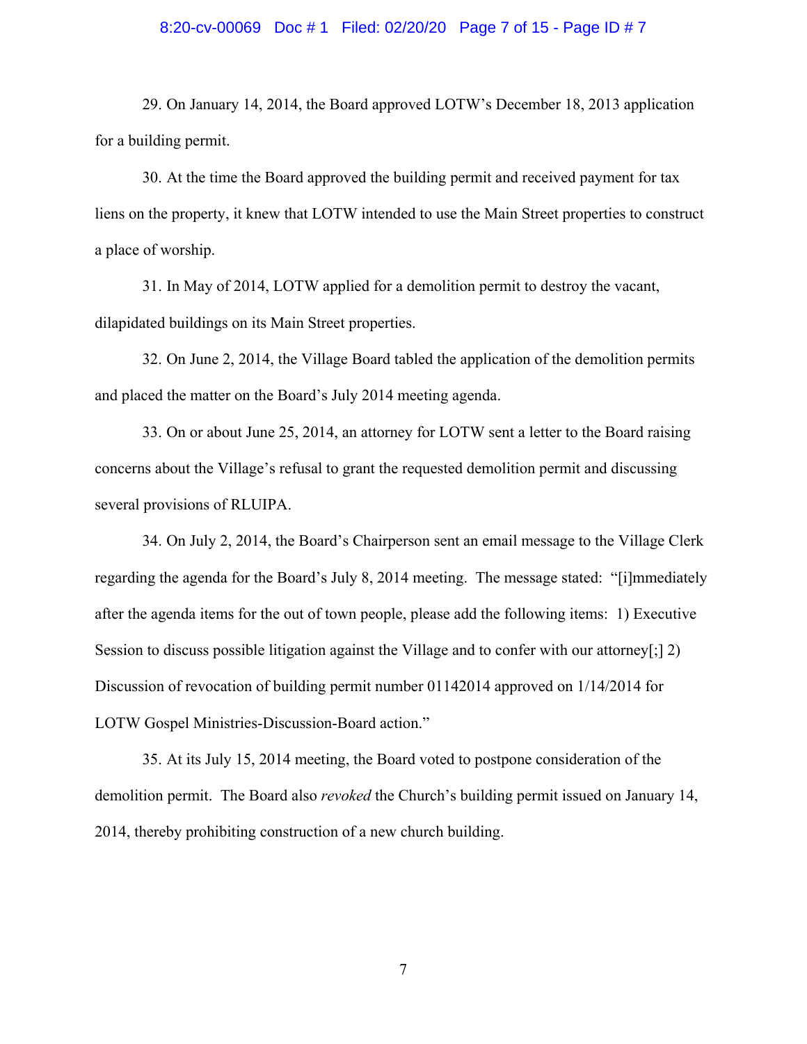29. On January 14, 2014, the Board approved LOTW's December 18, 2013 application for a building permit.

30. At the time the Board approved the building permit and received payment for tax liens on the property, it knew that LOTW intended to use the Main Street properties to construct a place of worship.

31. In May of 2014, LOTW applied for a demolition permit to destroy the vacant, dilapidated buildings on its Main Street properties.

32. On June 2, 2014, the Village Board tabled the application of the demolition permits and placed the matter on the Board's July 2014 meeting agenda.

33. On or about June 25, 2014, an attorney for LOTW sent a letter to the Board raising concerns about the Village's refusal to grant the requested demolition permit and discussing several provisions of RLUIPA.

34. On July 2, 2014, the Board's Chairperson sent an email message to the Village Clerk regarding the agenda for the Board's July 8, 2014 meeting. The message stated: "[i]mmediately after the agenda items for the out of town people, please add the following items: 1) Executive Session to discuss possible litigation against the Village and to confer with our attorney[;] 2) Discussion of revocation of building permit number 01142014 approved on 1/14/2014 for LOTW Gospel Ministries-Discussion-Board action."

35. At its July 15, 2014 meeting, the Board voted to postpone consideration of the demolition permit. The Board also *revoked* the Church's building permit issued on January 14, 2014, thereby prohibiting construction of a new church building.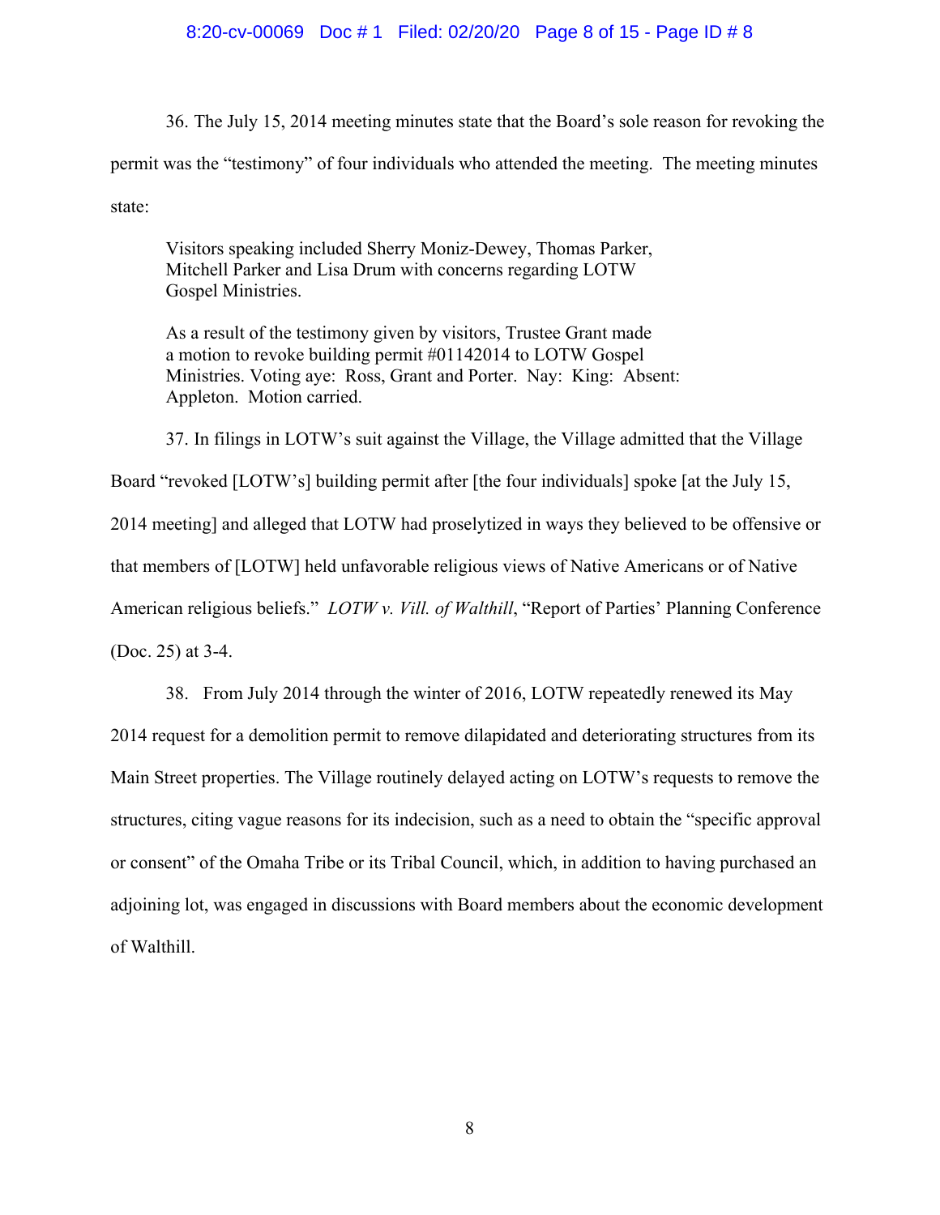36. The July 15, 2014 meeting minutes state that the Board's sole reason for revoking the permit was the "testimony" of four individuals who attended the meeting. The meeting minutes state:

> Visitors speaking included Sherry Moniz-Dewey, Thomas Parker, Mitchell Parker and Lisa Drum with concerns regarding LOTW Gospel Ministries.
>
> As a result of the testimony given by visitors, Trustee Grant made a motion to revoke building permit #01142014 to LOTW Gospel Ministries. Voting aye: Ross, Grant and Porter. Nay: King: Absent: Appleton. Motion carried.

37. In filings in LOTW's suit against the Village, the Village admitted that the Village Board "revoked [LOTW's] building permit after [the four individuals] spoke [at the July 15, 2014 meeting] and alleged that LOTW had proselytized in ways they believed to be offensive or that members of [LOTW] held unfavorable religious views of Native Americans or of Native American religious beliefs." *LOTW v. Vill. of Walthill*, "Report of Parties' Planning Conference (Doc. 25) at 3-4.

38. From July 2014 through the winter of 2016, LOTW repeatedly renewed its May 2014 request for a demolition permit to remove dilapidated and deteriorating structures from its Main Street properties. The Village routinely delayed acting on LOTW's requests to remove the structures, citing vague reasons for its indecision, such as a need to obtain the "specific approval or consent" of the Omaha Tribe or its Tribal Council, which, in addition to having purchased an adjoining lot, was engaged in discussions with Board members about the economic development of Walthill.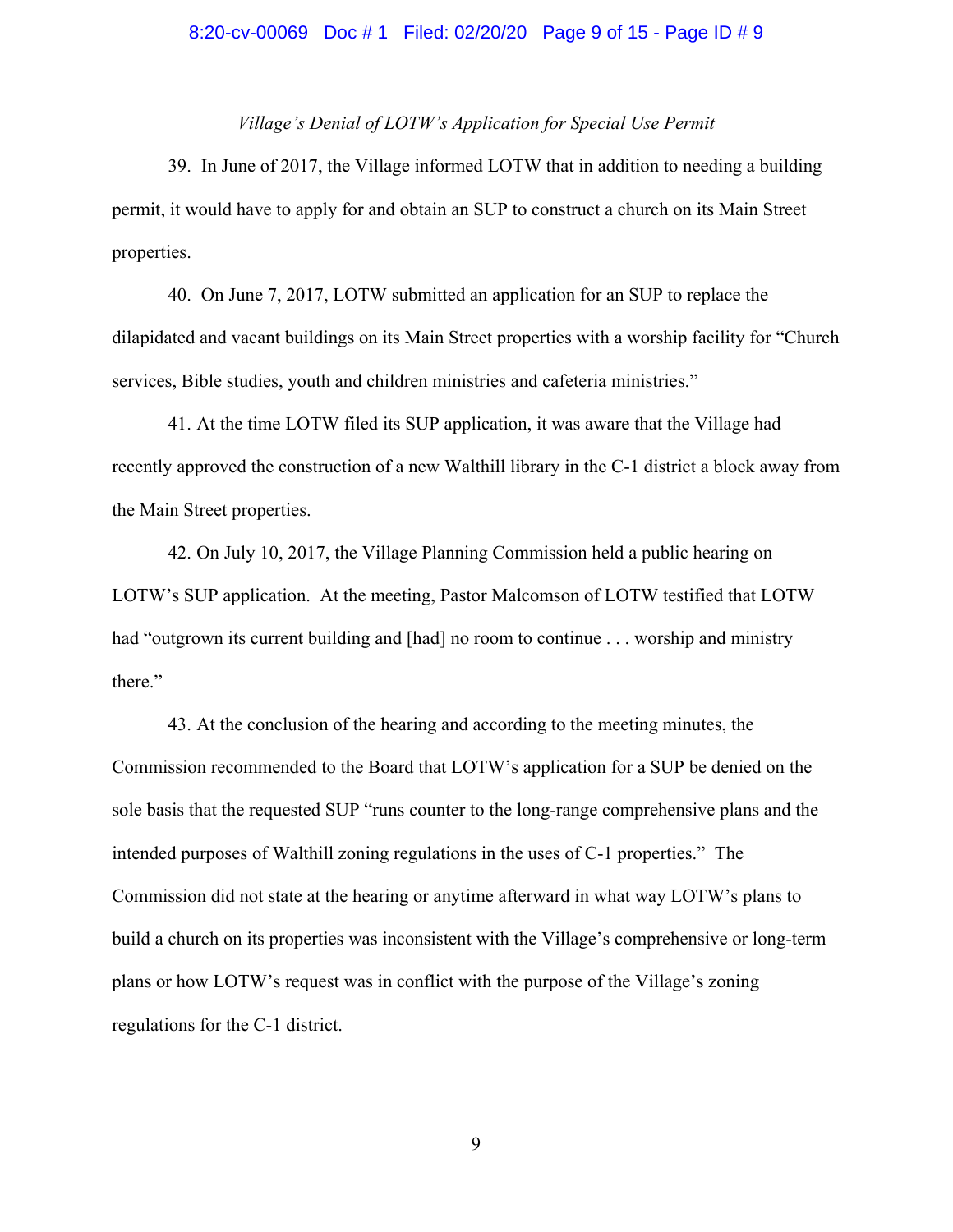*Village's Denial of LOTW's Application for Special Use Permit*

39. In June of 2017, the Village informed LOTW that in addition to needing a building permit, it would have to apply for and obtain an SUP to construct a church on its Main Street properties.

40. On June 7, 2017, LOTW submitted an application for an SUP to replace the dilapidated and vacant buildings on its Main Street properties with a worship facility for "Church services, Bible studies, youth and children ministries and cafeteria ministries."

41. At the time LOTW filed its SUP application, it was aware that the Village had recently approved the construction of a new Walthill library in the C-1 district a block away from the Main Street properties.

42. On July 10, 2017, the Village Planning Commission held a public hearing on LOTW's SUP application. At the meeting, Pastor Malcomson of LOTW testified that LOTW had "outgrown its current building and [had] no room to continue . . . worship and ministry there."

43. At the conclusion of the hearing and according to the meeting minutes, the Commission recommended to the Board that LOTW's application for a SUP be denied on the sole basis that the requested SUP "runs counter to the long-range comprehensive plans and the intended purposes of Walthill zoning regulations in the uses of C-1 properties." The Commission did not state at the hearing or anytime afterward in what way LOTW's plans to build a church on its properties was inconsistent with the Village's comprehensive or long-term plans or how LOTW's request was in conflict with the purpose of the Village's zoning regulations for the C-1 district.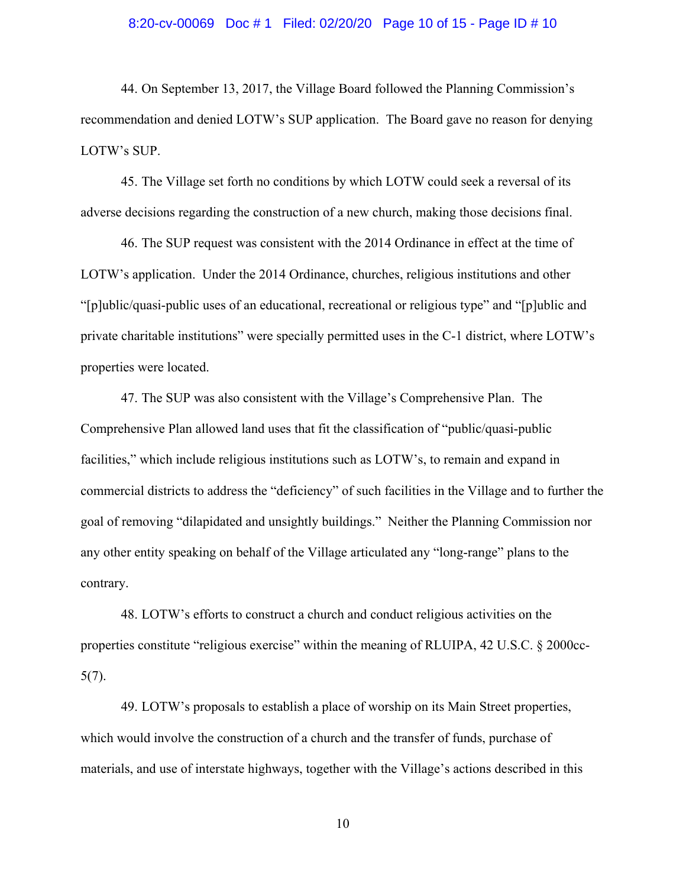44. On September 13, 2017, the Village Board followed the Planning Commission's recommendation and denied LOTW's SUP application. The Board gave no reason for denying LOTW's SUP.

45. The Village set forth no conditions by which LOTW could seek a reversal of its adverse decisions regarding the construction of a new church, making those decisions final.

46. The SUP request was consistent with the 2014 Ordinance in effect at the time of LOTW's application. Under the 2014 Ordinance, churches, religious institutions and other "[p]ublic/quasi-public uses of an educational, recreational or religious type" and "[p]ublic and private charitable institutions" were specially permitted uses in the C-1 district, where LOTW's properties were located.

47. The SUP was also consistent with the Village's Comprehensive Plan. The Comprehensive Plan allowed land uses that fit the classification of "public/quasi-public facilities," which include religious institutions such as LOTW's, to remain and expand in commercial districts to address the "deficiency" of such facilities in the Village and to further the goal of removing "dilapidated and unsightly buildings." Neither the Planning Commission nor any other entity speaking on behalf of the Village articulated any "long-range" plans to the contrary.

48. LOTW's efforts to construct a church and conduct religious activities on the properties constitute "religious exercise" within the meaning of RLUIPA, 42 U.S.C. § 2000cc-5(7).

49. LOTW's proposals to establish a place of worship on its Main Street properties, which would involve the construction of a church and the transfer of funds, purchase of materials, and use of interstate highways, together with the Village's actions described in this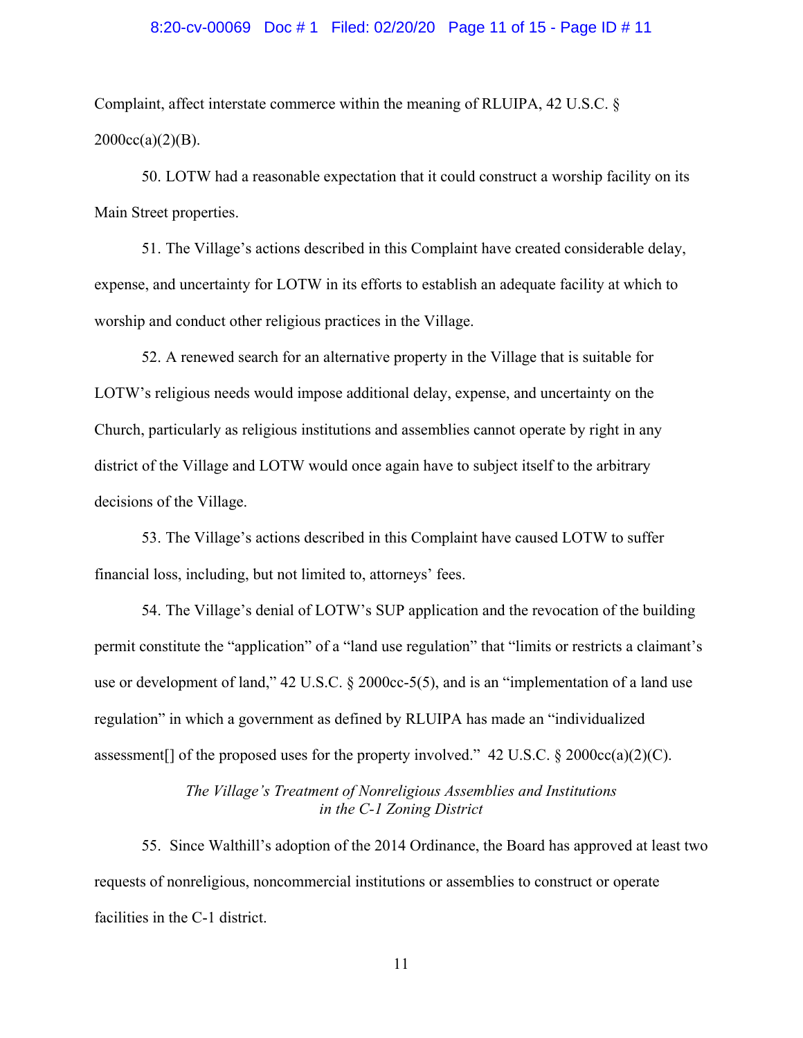Complaint, affect interstate commerce within the meaning of RLUIPA, 42 U.S.C. § 2000cc(a)(2)(B).

50. LOTW had a reasonable expectation that it could construct a worship facility on its Main Street properties.

51. The Village's actions described in this Complaint have created considerable delay, expense, and uncertainty for LOTW in its efforts to establish an adequate facility at which to worship and conduct other religious practices in the Village.

52. A renewed search for an alternative property in the Village that is suitable for LOTW's religious needs would impose additional delay, expense, and uncertainty on the Church, particularly as religious institutions and assemblies cannot operate by right in any district of the Village and LOTW would once again have to subject itself to the arbitrary decisions of the Village.

53. The Village's actions described in this Complaint have caused LOTW to suffer financial loss, including, but not limited to, attorneys' fees.

54. The Village's denial of LOTW's SUP application and the revocation of the building permit constitute the "application" of a "land use regulation" that "limits or restricts a claimant's use or development of land," 42 U.S.C. § 2000cc-5(5), and is an "implementation of a land use regulation" in which a government as defined by RLUIPA has made an "individualized assessment[] of the proposed uses for the property involved." 42 U.S.C. § 2000cc(a)(2)(C).

*The Village's Treatment of Nonreligious Assemblies and Institutions in the C-1 Zoning District*

55. Since Walthill's adoption of the 2014 Ordinance, the Board has approved at least two requests of nonreligious, noncommercial institutions or assemblies to construct or operate facilities in the C-1 district.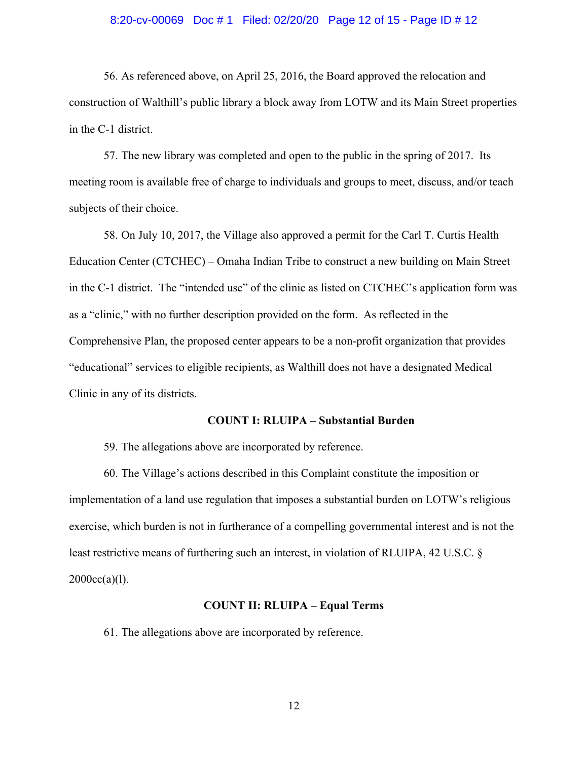56. As referenced above, on April 25, 2016, the Board approved the relocation and construction of Walthill's public library a block away from LOTW and its Main Street properties in the C-1 district.

57. The new library was completed and open to the public in the spring of 2017. Its meeting room is available free of charge to individuals and groups to meet, discuss, and/or teach subjects of their choice.

58. On July 10, 2017, the Village also approved a permit for the Carl T. Curtis Health Education Center (CTCHEC) – Omaha Indian Tribe to construct a new building on Main Street in the C-1 district. The "intended use" of the clinic as listed on CTCHEC's application form was as a "clinic," with no further description provided on the form. As reflected in the Comprehensive Plan, the proposed center appears to be a non-profit organization that provides "educational" services to eligible recipients, as Walthill does not have a designated Medical Clinic in any of its districts.

**COUNT I: RLUIPA – Substantial Burden**

59. The allegations above are incorporated by reference.

60. The Village's actions described in this Complaint constitute the imposition or implementation of a land use regulation that imposes a substantial burden on LOTW's religious exercise, which burden is not in furtherance of a compelling governmental interest and is not the least restrictive means of furthering such an interest, in violation of RLUIPA, 42 U.S.C. § 2000cc(a)(l).

**COUNT II: RLUIPA – Equal Terms**

61. The allegations above are incorporated by reference.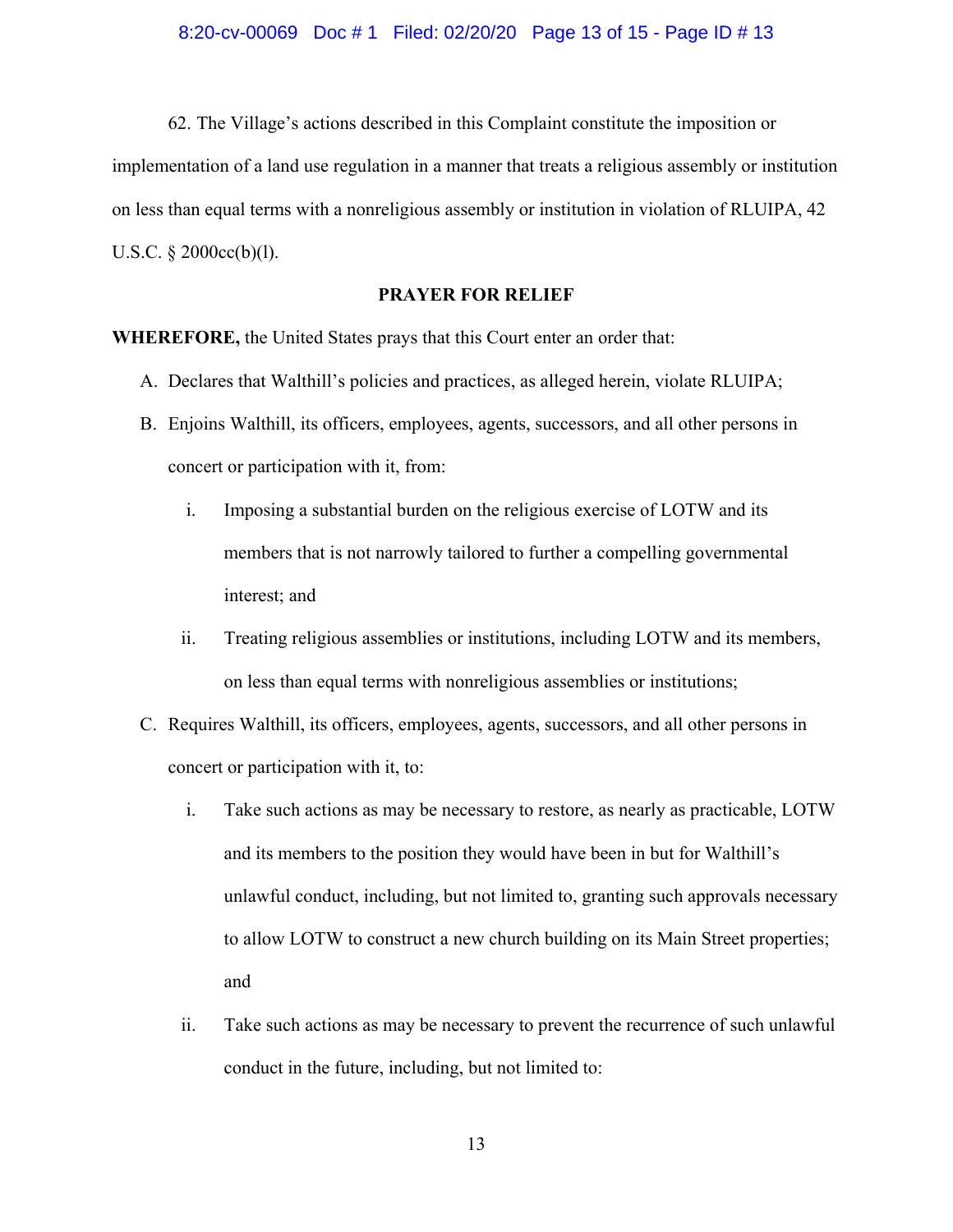62. The Village's actions described in this Complaint constitute the imposition or implementation of a land use regulation in a manner that treats a religious assembly or institution on less than equal terms with a nonreligious assembly or institution in violation of RLUIPA, 42 U.S.C. § 2000cc(b)(l).

**PRAYER FOR RELIEF**

**WHEREFORE,** the United States prays that this Court enter an order that:

A. Declares that Walthill's policies and practices, as alleged herein, violate RLUIPA;

B. Enjoins Walthill, its officers, employees, agents, successors, and all other persons in concert or participation with it, from:

   i. Imposing a substantial burden on the religious exercise of LOTW and its members that is not narrowly tailored to further a compelling governmental interest; and

   ii. Treating religious assemblies or institutions, including LOTW and its members, on less than equal terms with nonreligious assemblies or institutions;

C. Requires Walthill, its officers, employees, agents, successors, and all other persons in concert or participation with it, to:

   i. Take such actions as may be necessary to restore, as nearly as practicable, LOTW and its members to the position they would have been in but for Walthill's unlawful conduct, including, but not limited to, granting such approvals necessary to allow LOTW to construct a new church building on its Main Street properties; and

   ii. Take such actions as may be necessary to prevent the recurrence of such unlawful conduct in the future, including, but not limited to: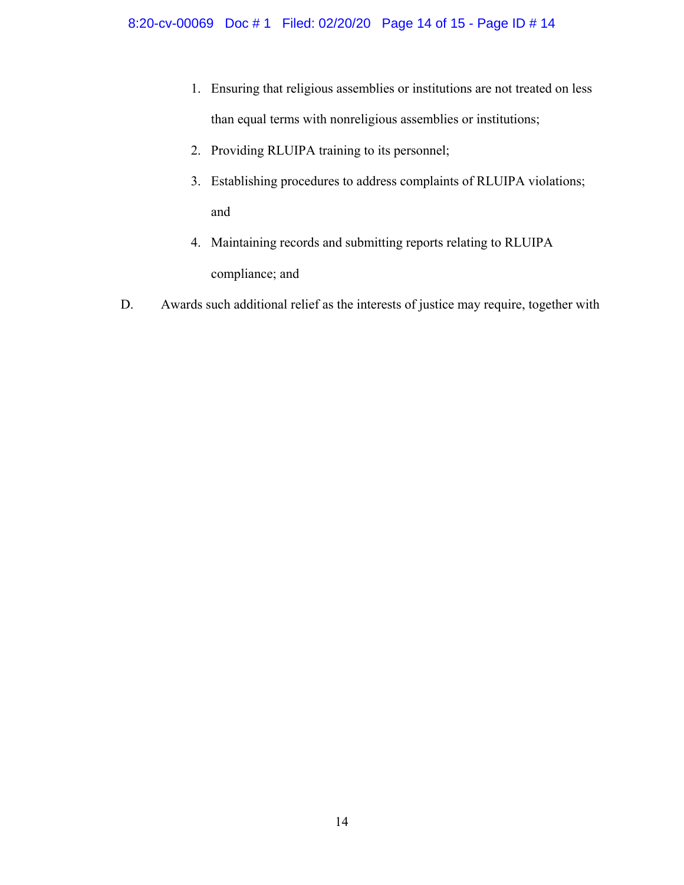1. Ensuring that religious assemblies or institutions are not treated on less than equal terms with nonreligious assemblies or institutions;
2. Providing RLUIPA training to its personnel;
3. Establishing procedures to address complaints of RLUIPA violations; and
4. Maintaining records and submitting reports relating to RLUIPA compliance; and

D. Awards such additional relief as the interests of justice may require, together with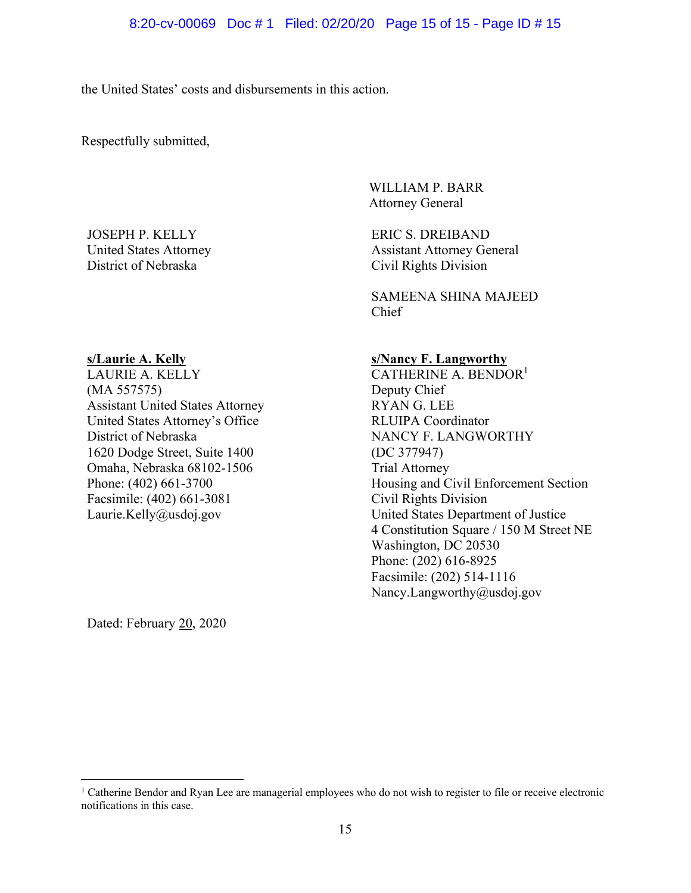the United States' costs and disbursements in this action.

Respectfully submitted,

WILLIAM P. BARR
Attorney General

JOSEPH P. KELLY
United States Attorney
District of Nebraska

ERIC S. DREIBAND
Assistant Attorney General
Civil Rights Division

SAMEENA SHINA MAJEED
Chief

**s/Laurie A. Kelly**
LAURIE A. KELLY
(MA 557575)
Assistant United States Attorney
United States Attorney's Office
District of Nebraska
1620 Dodge Street, Suite 1400
Omaha, Nebraska 68102-1506
Phone: (402) 661-3700
Facsimile: (402) 661-3081
Laurie.Kelly@usdoj.gov

**s/Nancy F. Langworthy**
CATHERINE A. BENDOR[1]
Deputy Chief
RYAN G. LEE
RLUIPA Coordinator
NANCY F. LANGWORTHY
(DC 377947)
Trial Attorney
Housing and Civil Enforcement Section
Civil Rights Division
United States Department of Justice
4 Constitution Square / 150 M Street NE
Washington, DC 20530
Phone: (202) 616-8925
Facsimile: (202) 514-1116
Nancy.Langworthy@usdoj.gov

Dated: February 20, 2020

[1] Catherine Bendor and Ryan Lee are managerial employees who do not wish to register to file or receive electronic notifications in this case.